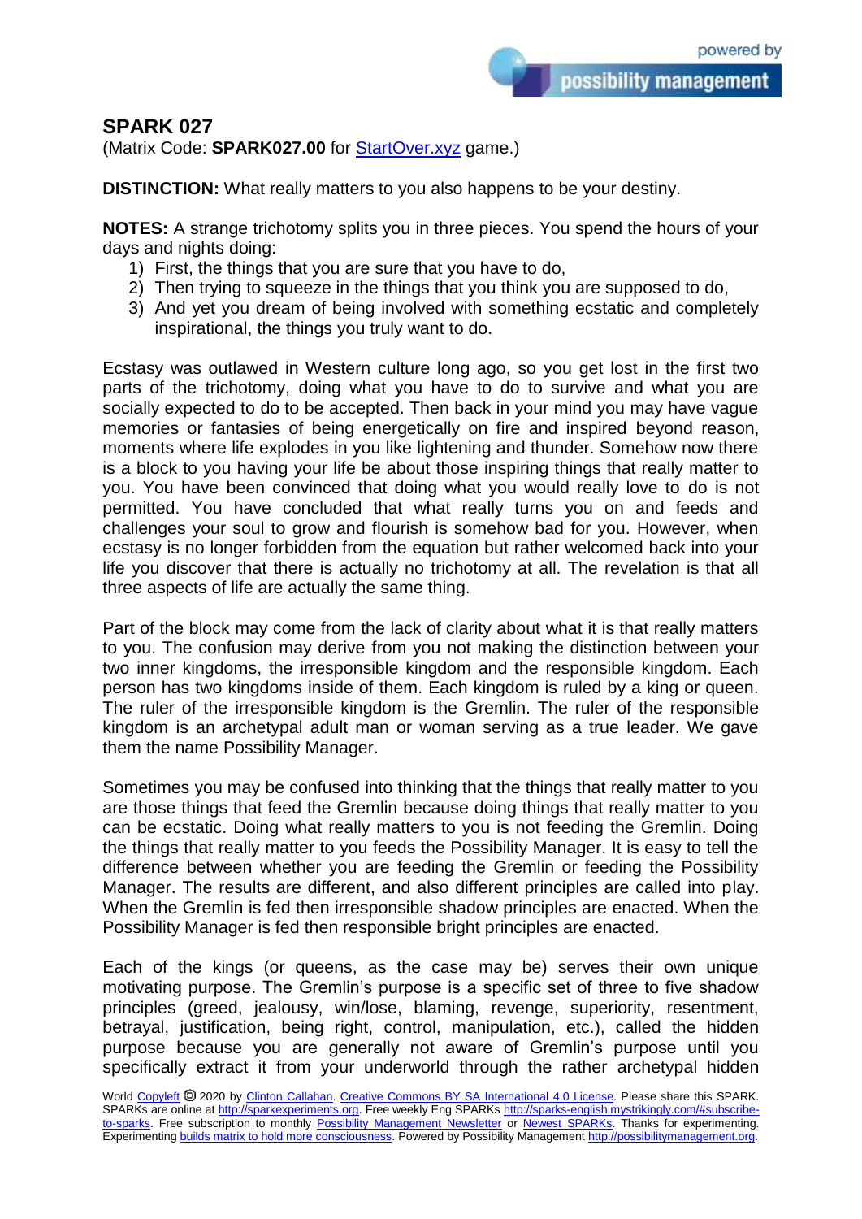## SPARK 027

(Matrix Code: **SPARK027.00** for [StartOver.xyz](StartOver.xyz) game.)

**DISTINCTION:** What really matters to you also happens to be your destiny.

**NOTES:** A strange trichotomy splits you in three pieces. You spend the hours of your days and nights doing:

1) First, the things that you are sure that you have to do,
2) Then trying to squeeze in the things that you think you are supposed to do,
3) And yet you dream of being involved with something ecstatic and completely inspirational, the things you truly want to do.

Ecstasy was outlawed in Western culture long ago, so you get lost in the first two parts of the trichotomy, doing what you have to do to survive and what you are socially expected to do to be accepted. Then back in your mind you may have vague memories or fantasies of being energetically on fire and inspired beyond reason, moments where life explodes in you like lightening and thunder. Somehow now there is a block to you having your life be about those inspiring things that really matter to you. You have been convinced that doing what you would really love to do is not permitted. You have concluded that what really turns you on and feeds and challenges your soul to grow and flourish is somehow bad for you. However, when ecstasy is no longer forbidden from the equation but rather welcomed back into your life you discover that there is actually no trichotomy at all. The revelation is that all three aspects of life are actually the same thing.

Part of the block may come from the lack of clarity about what it is that really matters to you. The confusion may derive from you not making the distinction between your two inner kingdoms, the irresponsible kingdom and the responsible kingdom. Each person has two kingdoms inside of them. Each kingdom is ruled by a king or queen. The ruler of the irresponsible kingdom is the Gremlin. The ruler of the responsible kingdom is an archetypal adult man or woman serving as a true leader. We gave them the name Possibility Manager.

Sometimes you may be confused into thinking that the things that really matter to you are those things that feed the Gremlin because doing things that really matter to you can be ecstatic. Doing what really matters to you is not feeding the Gremlin. Doing the things that really matter to you feeds the Possibility Manager. It is easy to tell the difference between whether you are feeding the Gremlin or feeding the Possibility Manager. The results are different, and also different principles are called into play. When the Gremlin is fed then irresponsible shadow principles are enacted. When the Possibility Manager is fed then responsible bright principles are enacted.

Each of the kings (or queens, as the case may be) serves their own unique motivating purpose. The Gremlin's purpose is a specific set of three to five shadow principles (greed, jealousy, win/lose, blaming, revenge, superiority, resentment, betrayal, justification, being right, control, manipulation, etc.), called the hidden purpose because you are generally not aware of Gremlin's purpose until you specifically extract it from your underworld through the rather archetypal hidden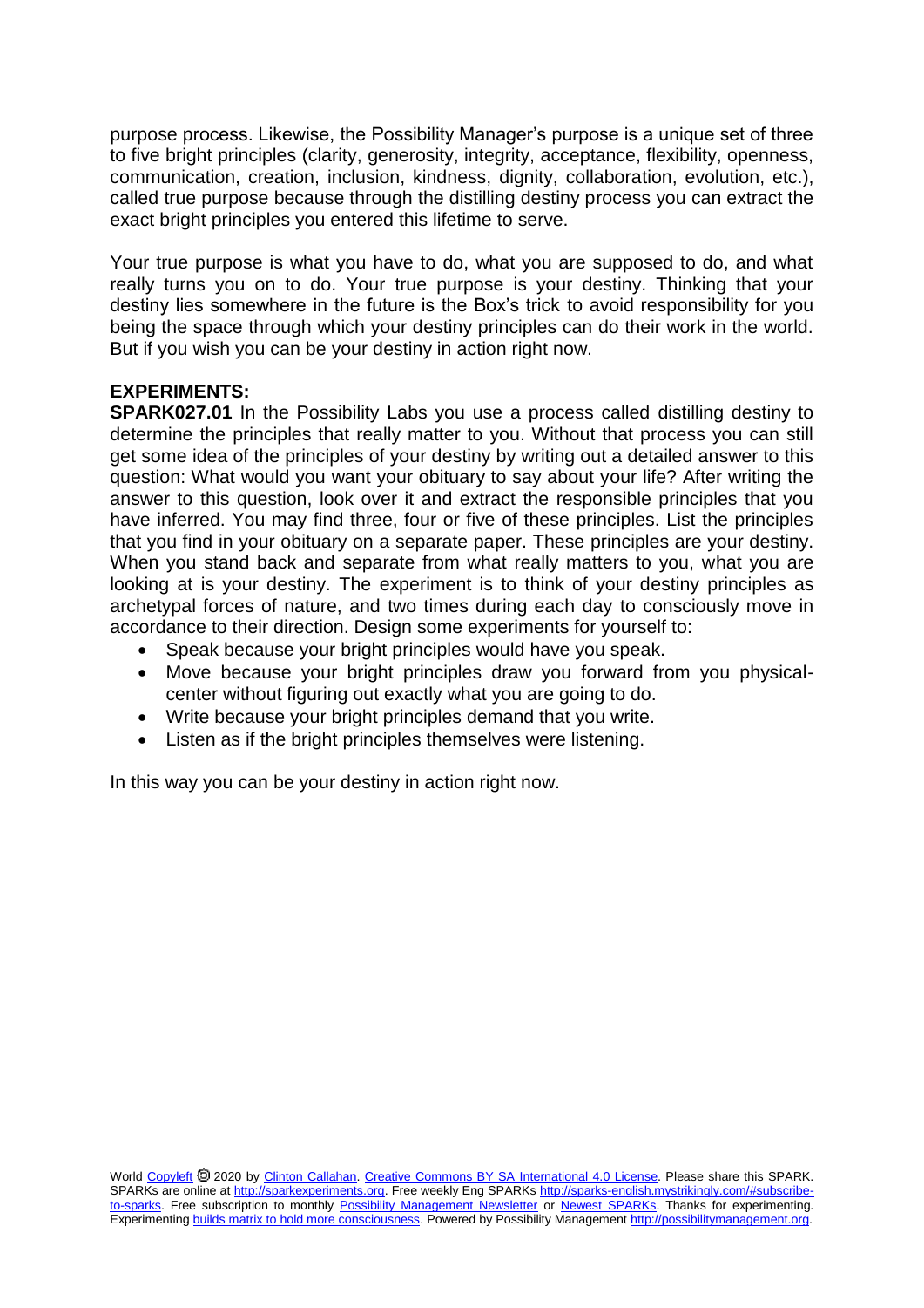purpose process. Likewise, the Possibility Manager's purpose is a unique set of three to five bright principles (clarity, generosity, integrity, acceptance, flexibility, openness, communication, creation, inclusion, kindness, dignity, collaboration, evolution, etc.), called true purpose because through the distilling destiny process you can extract the exact bright principles you entered this lifetime to serve.

Your true purpose is what you have to do, what you are supposed to do, and what really turns you on to do. Your true purpose is your destiny. Thinking that your destiny lies somewhere in the future is the Box's trick to avoid responsibility for you being the space through which your destiny principles can do their work in the world. But if you wish you can be your destiny in action right now.

**EXPERIMENTS:**

**SPARK027.01** In the Possibility Labs you use a process called distilling destiny to determine the principles that really matter to you. Without that process you can still get some idea of the principles of your destiny by writing out a detailed answer to this question: What would you want your obituary to say about your life? After writing the answer to this question, look over it and extract the responsible principles that you have inferred. You may find three, four or five of these principles. List the principles that you find in your obituary on a separate paper. These principles are your destiny. When you stand back and separate from what really matters to you, what you are looking at is your destiny. The experiment is to think of your destiny principles as archetypal forces of nature, and two times during each day to consciously move in accordance to their direction. Design some experiments for yourself to:

- Speak because your bright principles would have you speak.
- Move because your bright principles draw you forward from you physical-center without figuring out exactly what you are going to do.
- Write because your bright principles demand that you write.
- Listen as if the bright principles themselves were listening.

In this way you can be your destiny in action right now.

World Copyleft 🄯 2020 by Clinton Callahan. Creative Commons BY SA International 4.0 License. Please share this SPARK. SPARKs are online at http://sparkexperiments.org. Free weekly Eng SPARKs http://sparks-english.mystrikingly.com/#subscribe-to-sparks. Free subscription to monthly Possibility Management Newsletter or Newest SPARKs. Thanks for experimenting. Experimenting builds matrix to hold more consciousness. Powered by Possibility Management http://possibilitymanagement.org.